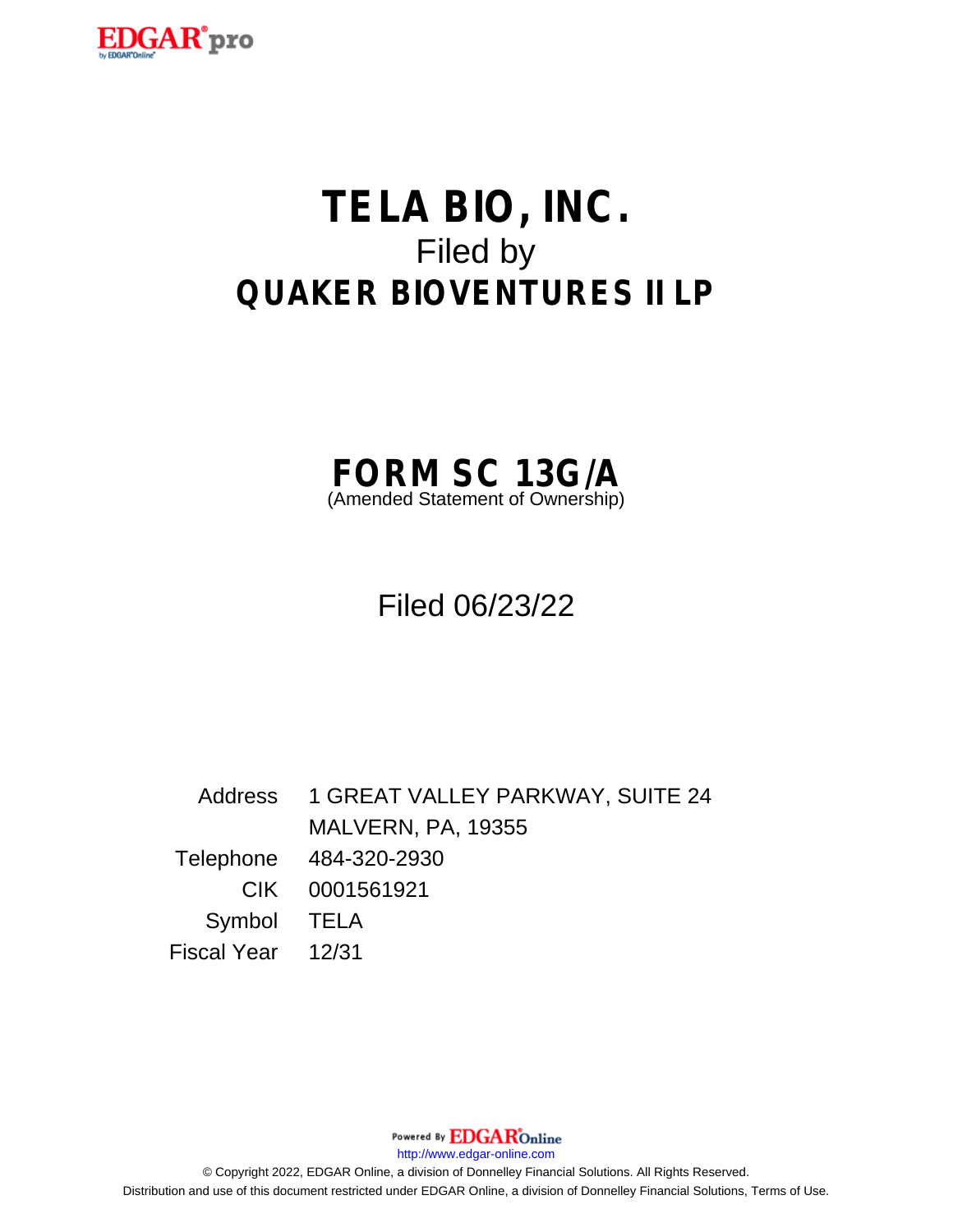# TELA BIO, INC.

Filed by

# QUAKER BIOVENTURES II LP

## FORM SC 13G/A

(Amended Statement of Ownership)

Filed 06/23/22

| | |
|---|---|
| Address | 1 GREAT VALLEY PARKWAY, SUITE 24 |
| | MALVERN, PA, 19355 |
| Telephone | 484-320-2930 |
| CIK | 0001561921 |
| Symbol | TELA |
| Fiscal Year | 12/31 |

Powered By EDGAR Online

http://www.edgar-online.com

© Copyright 2022, EDGAR Online, a division of Donnelley Financial Solutions. All Rights Reserved.

Distribution and use of this document restricted under EDGAR Online, a division of Donnelley Financial Solutions, Terms of Use.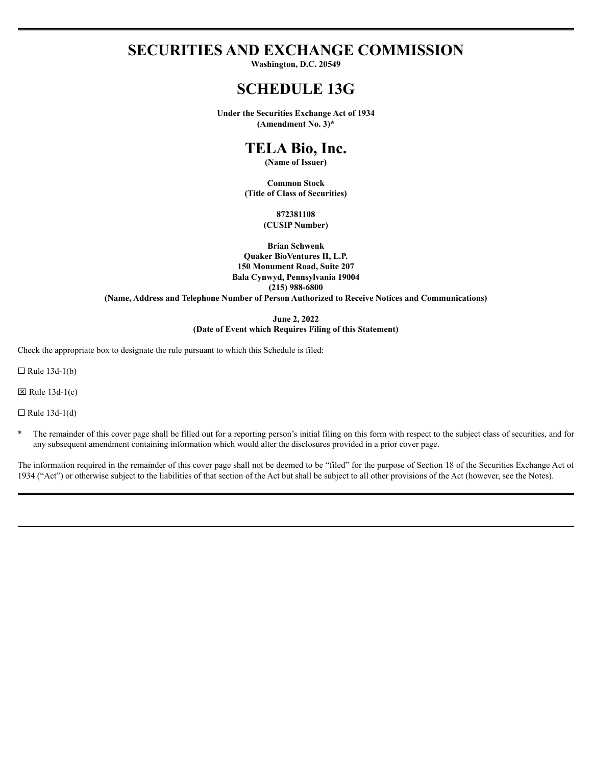# SECURITIES AND EXCHANGE COMMISSION

**Washington, D.C. 20549**

# SCHEDULE 13G

**Under the Securities Exchange Act of 1934**
**(Amendment No. 3)***

# TELA Bio, Inc.

**(Name of Issuer)**

**Common Stock**
**(Title of Class of Securities)**

**872381108**
**(CUSIP Number)**

**Brian Schwenk**
**Quaker BioVentures II, L.P.**
**150 Monument Road, Suite 207**
**Bala Cynwyd, Pennsylvania 19004**
**(215) 988-6800**
**(Name, Address and Telephone Number of Person Authorized to Receive Notices and Communications)**

**June 2, 2022**
**(Date of Event which Requires Filing of this Statement)**

Check the appropriate box to designate the rule pursuant to which this Schedule is filed:

☐ Rule 13d-1(b)

☒ Rule 13d-1(c)

☐ Rule 13d-1(d)

\* The remainder of this cover page shall be filled out for a reporting person's initial filing on this form with respect to the subject class of securities, and for any subsequent amendment containing information which would alter the disclosures provided in a prior cover page.

The information required in the remainder of this cover page shall not be deemed to be "filed" for the purpose of Section 18 of the Securities Exchange Act of 1934 ("Act") or otherwise subject to the liabilities of that section of the Act but shall be subject to all other provisions of the Act (however, see the Notes).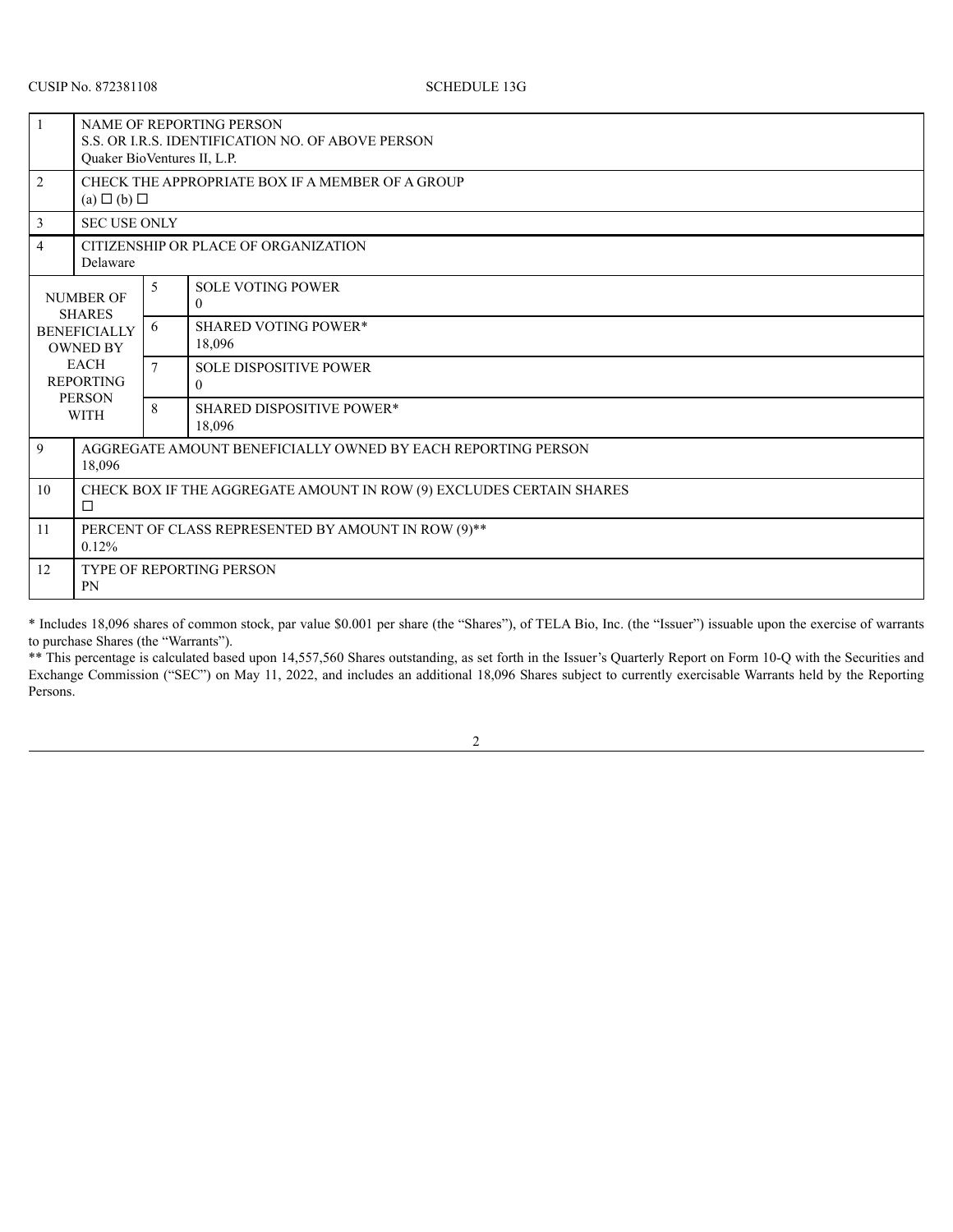CUSIP No. 872381108 SCHEDULE 13G

| | | | |
|---|---|---|---|
| 1 | NAME OF REPORTING PERSON<br>S.S. OR I.R.S. IDENTIFICATION NO. OF ABOVE PERSON<br>Quaker BioVentures II, L.P. | | |
| 2 | CHECK THE APPROPRIATE BOX IF A MEMBER OF A GROUP<br>(a) ☐ (b) ☐ | | |
| 3 | SEC USE ONLY | | |
| 4 | CITIZENSHIP OR PLACE OF ORGANIZATION<br>Delaware | | |
| NUMBER OF SHARES BENEFICIALLY OWNED BY EACH REPORTING PERSON WITH | | 5 | SOLE VOTING POWER<br>0 |
| | | 6 | SHARED VOTING POWER*<br>18,096 |
| | | 7 | SOLE DISPOSITIVE POWER<br>0 |
| | | 8 | SHARED DISPOSITIVE POWER*<br>18,096 |
| 9 | AGGREGATE AMOUNT BENEFICIALLY OWNED BY EACH REPORTING PERSON<br>18,096 | | |
| 10 | CHECK BOX IF THE AGGREGATE AMOUNT IN ROW (9) EXCLUDES CERTAIN SHARES<br>☐ | | |
| 11 | PERCENT OF CLASS REPRESENTED BY AMOUNT IN ROW (9)**<br>0.12% | | |
| 12 | TYPE OF REPORTING PERSON<br>PN | | |

* Includes 18,096 shares of common stock, par value $0.001 per share (the "Shares"), of TELA Bio, Inc. (the "Issuer") issuable upon the exercise of warrants to purchase Shares (the "Warrants").

** This percentage is calculated based upon 14,557,560 Shares outstanding, as set forth in the Issuer's Quarterly Report on Form 10-Q with the Securities and Exchange Commission ("SEC") on May 11, 2022, and includes an additional 18,096 Shares subject to currently exercisable Warrants held by the Reporting Persons.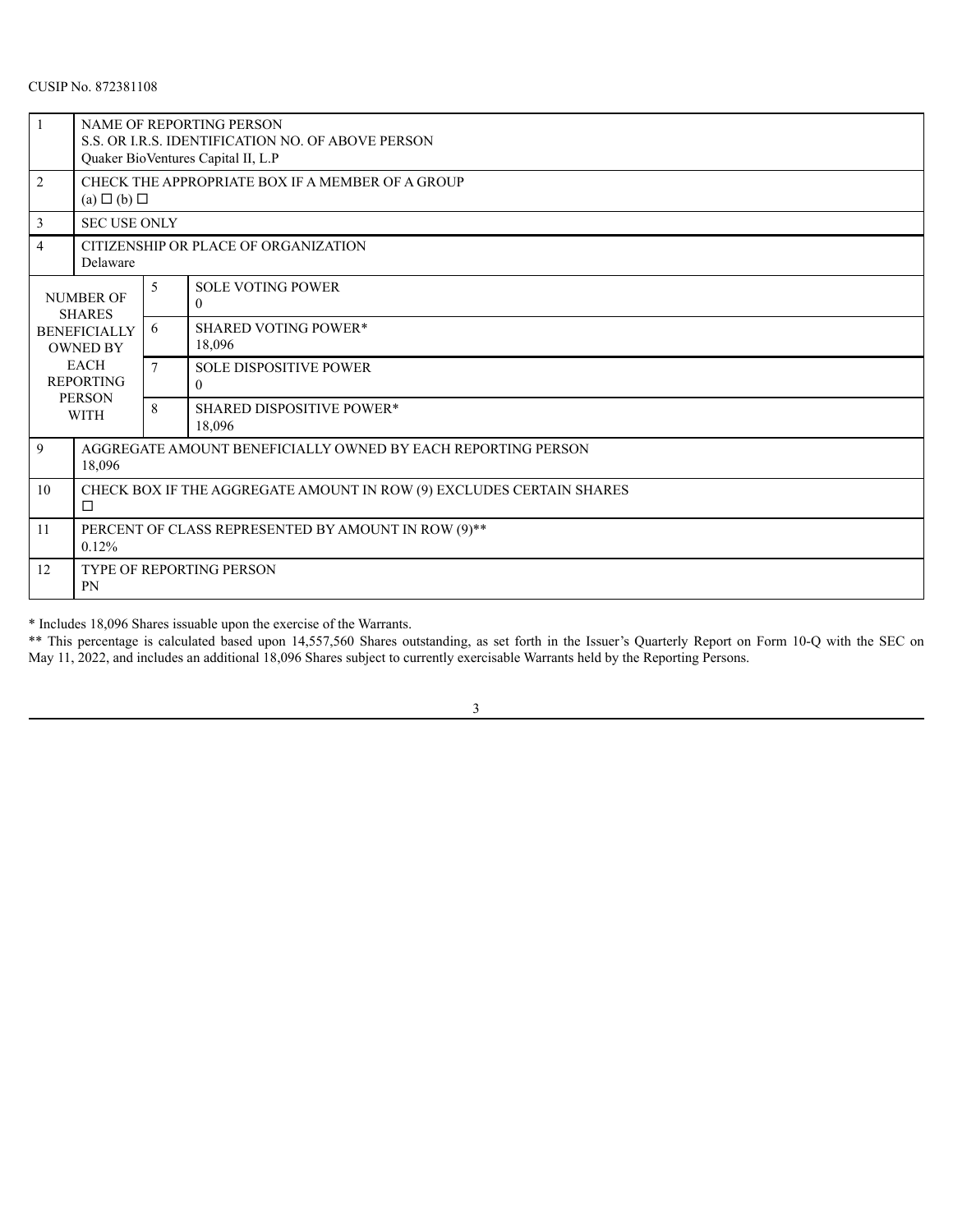CUSIP No. 872381108

| | | | |
|---|---|---|---|
| 1 | NAME OF REPORTING PERSON<br>S.S. OR I.R.S. IDENTIFICATION NO. OF ABOVE PERSON<br>Quaker BioVentures Capital II, L.P | | |
| 2 | CHECK THE APPROPRIATE BOX IF A MEMBER OF A GROUP<br>(a) ☐ (b) ☐ | | |
| 3 | SEC USE ONLY | | |
| 4 | CITIZENSHIP OR PLACE OF ORGANIZATION<br>Delaware | | |
| NUMBER OF SHARES BENEFICIALLY OWNED BY EACH REPORTING PERSON WITH | | 5 | SOLE VOTING POWER<br>0 |
| | | 6 | SHARED VOTING POWER*<br>18,096 |
| | | 7 | SOLE DISPOSITIVE POWER<br>0 |
| | | 8 | SHARED DISPOSITIVE POWER*<br>18,096 |
| 9 | AGGREGATE AMOUNT BENEFICIALLY OWNED BY EACH REPORTING PERSON<br>18,096 | | |
| 10 | CHECK BOX IF THE AGGREGATE AMOUNT IN ROW (9) EXCLUDES CERTAIN SHARES<br>☐ | | |
| 11 | PERCENT OF CLASS REPRESENTED BY AMOUNT IN ROW (9)**<br>0.12% | | |
| 12 | TYPE OF REPORTING PERSON<br>PN | | |

* Includes 18,096 Shares issuable upon the exercise of the Warrants.

** This percentage is calculated based upon 14,557,560 Shares outstanding, as set forth in the Issuer's Quarterly Report on Form 10-Q with the SEC on May 11, 2022, and includes an additional 18,096 Shares subject to currently exercisable Warrants held by the Reporting Persons.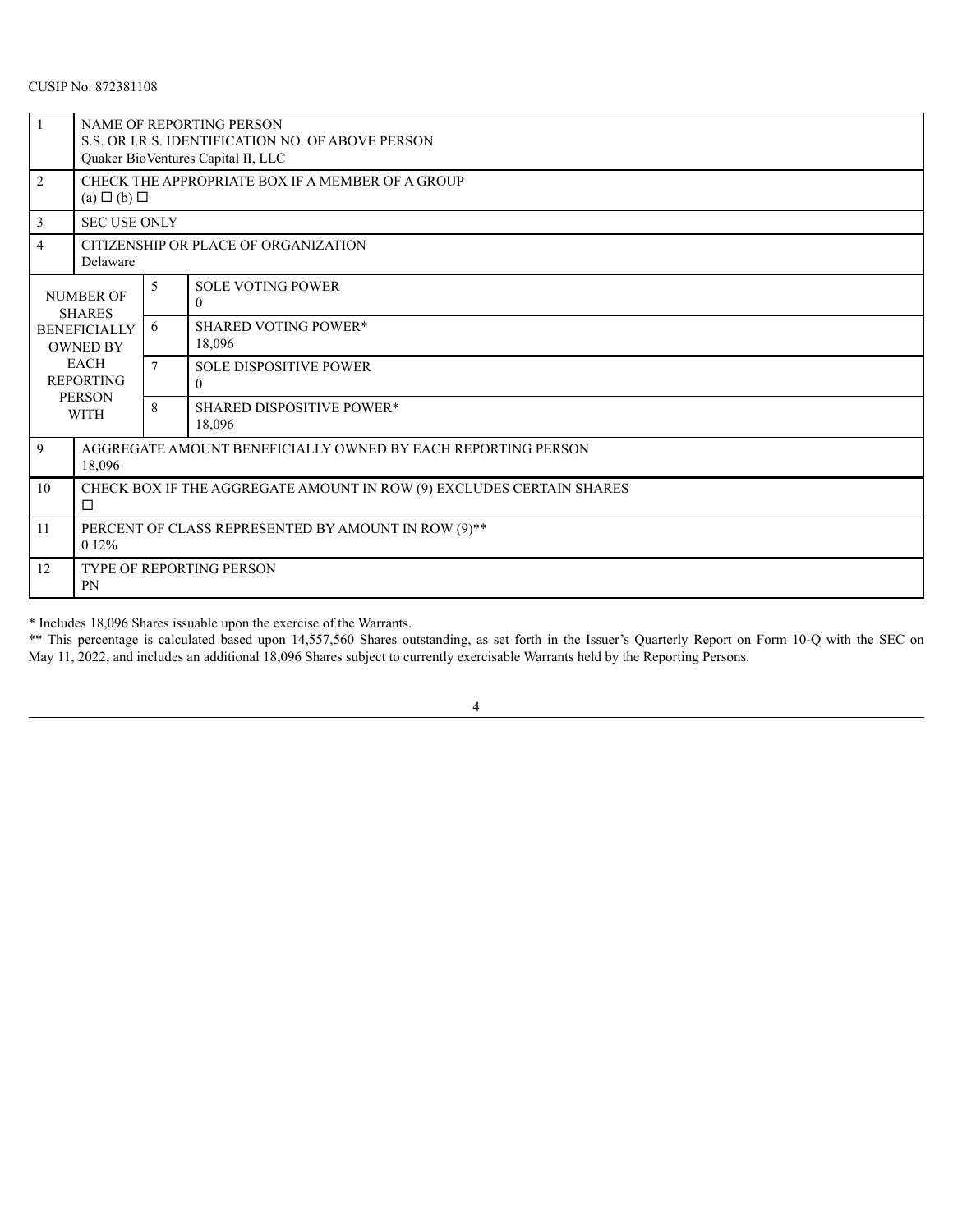CUSIP No. 872381108

| | | | |
|---|---|---|---|
| 1 | NAME OF REPORTING PERSON<br>S.S. OR I.R.S. IDENTIFICATION NO. OF ABOVE PERSON<br>Quaker BioVentures Capital II, LLC | | |
| 2 | CHECK THE APPROPRIATE BOX IF A MEMBER OF A GROUP<br>(a) ☐ (b) ☐ | | |
| 3 | SEC USE ONLY | | |
| 4 | CITIZENSHIP OR PLACE OF ORGANIZATION<br>Delaware | | |
| NUMBER OF SHARES BENEFICIALLY OWNED BY EACH REPORTING PERSON WITH | | 5 | SOLE VOTING POWER<br>0 |
| | | 6 | SHARED VOTING POWER*<br>18,096 |
| | | 7 | SOLE DISPOSITIVE POWER<br>0 |
| | | 8 | SHARED DISPOSITIVE POWER*<br>18,096 |
| 9 | AGGREGATE AMOUNT BENEFICIALLY OWNED BY EACH REPORTING PERSON<br>18,096 | | |
| 10 | CHECK BOX IF THE AGGREGATE AMOUNT IN ROW (9) EXCLUDES CERTAIN SHARES<br>☐ | | |
| 11 | PERCENT OF CLASS REPRESENTED BY AMOUNT IN ROW (9)**<br>0.12% | | |
| 12 | TYPE OF REPORTING PERSON<br>PN | | |

* Includes 18,096 Shares issuable upon the exercise of the Warrants.

** This percentage is calculated based upon 14,557,560 Shares outstanding, as set forth in the Issuer's Quarterly Report on Form 10-Q with the SEC on May 11, 2022, and includes an additional 18,096 Shares subject to currently exercisable Warrants held by the Reporting Persons.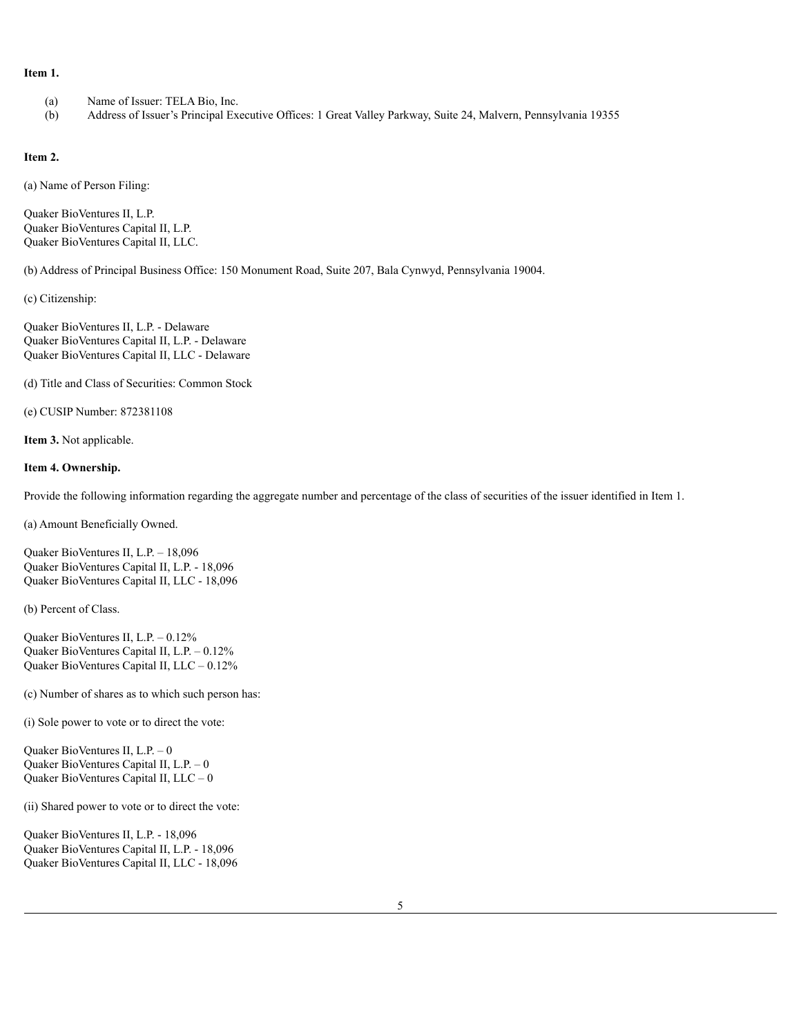**Item 1.**

(a) Name of Issuer: TELA Bio, Inc.
(b) Address of Issuer's Principal Executive Offices: 1 Great Valley Parkway, Suite 24, Malvern, Pennsylvania 19355

**Item 2.**

(a) Name of Person Filing:

Quaker BioVentures II, L.P.
Quaker BioVentures Capital II, L.P.
Quaker BioVentures Capital II, LLC.

(b) Address of Principal Business Office: 150 Monument Road, Suite 207, Bala Cynwyd, Pennsylvania 19004.

(c) Citizenship:

Quaker BioVentures II, L.P. - Delaware
Quaker BioVentures Capital II, L.P. - Delaware
Quaker BioVentures Capital II, LLC - Delaware

(d) Title and Class of Securities: Common Stock

(e) CUSIP Number: 872381108

**Item 3.** Not applicable.

**Item 4. Ownership.**

Provide the following information regarding the aggregate number and percentage of the class of securities of the issuer identified in Item 1.

(a) Amount Beneficially Owned.

Quaker BioVentures II, L.P. – 18,096
Quaker BioVentures Capital II, L.P. - 18,096
Quaker BioVentures Capital II, LLC - 18,096

(b) Percent of Class.

Quaker BioVentures II, L.P. – 0.12%
Quaker BioVentures Capital II, L.P. – 0.12%
Quaker BioVentures Capital II, LLC – 0.12%

(c) Number of shares as to which such person has:

(i) Sole power to vote or to direct the vote:

Quaker BioVentures II, L.P. – 0
Quaker BioVentures Capital II, L.P. – 0
Quaker BioVentures Capital II, LLC – 0

(ii) Shared power to vote or to direct the vote:

Quaker BioVentures II, L.P. - 18,096
Quaker BioVentures Capital II, L.P. - 18,096
Quaker BioVentures Capital II, LLC - 18,096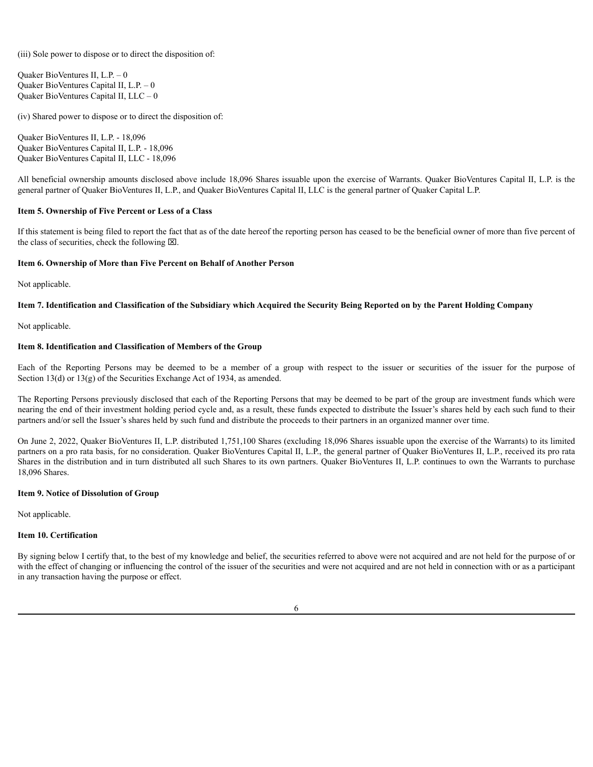(iii) Sole power to dispose or to direct the disposition of:

Quaker BioVentures II, L.P. – 0
Quaker BioVentures Capital II, L.P. – 0
Quaker BioVentures Capital II, LLC – 0

(iv) Shared power to dispose or to direct the disposition of:

Quaker BioVentures II, L.P. - 18,096
Quaker BioVentures Capital II, L.P. - 18,096
Quaker BioVentures Capital II, LLC - 18,096

All beneficial ownership amounts disclosed above include 18,096 Shares issuable upon the exercise of Warrants. Quaker BioVentures Capital II, L.P. is the general partner of Quaker BioVentures II, L.P., and Quaker BioVentures Capital II, LLC is the general partner of Quaker Capital L.P.

**Item 5. Ownership of Five Percent or Less of a Class**

If this statement is being filed to report the fact that as of the date hereof the reporting person has ceased to be the beneficial owner of more than five percent of the class of securities, check the following ☒.

**Item 6. Ownership of More than Five Percent on Behalf of Another Person**

Not applicable.

**Item 7. Identification and Classification of the Subsidiary which Acquired the Security Being Reported on by the Parent Holding Company**

Not applicable.

**Item 8. Identification and Classification of Members of the Group**

Each of the Reporting Persons may be deemed to be a member of a group with respect to the issuer or securities of the issuer for the purpose of Section 13(d) or 13(g) of the Securities Exchange Act of 1934, as amended.

The Reporting Persons previously disclosed that each of the Reporting Persons that may be deemed to be part of the group are investment funds which were nearing the end of their investment holding period cycle and, as a result, these funds expected to distribute the Issuer's shares held by each such fund to their partners and/or sell the Issuer's shares held by such fund and distribute the proceeds to their partners in an organized manner over time.

On June 2, 2022, Quaker BioVentures II, L.P. distributed 1,751,100 Shares (excluding 18,096 Shares issuable upon the exercise of the Warrants) to its limited partners on a pro rata basis, for no consideration. Quaker BioVentures Capital II, L.P., the general partner of Quaker BioVentures II, L.P., received its pro rata Shares in the distribution and in turn distributed all such Shares to its own partners. Quaker BioVentures II, L.P. continues to own the Warrants to purchase 18,096 Shares.

**Item 9. Notice of Dissolution of Group**

Not applicable.

**Item 10. Certification**

By signing below I certify that, to the best of my knowledge and belief, the securities referred to above were not acquired and are not held for the purpose of or with the effect of changing or influencing the control of the issuer of the securities and were not acquired and are not held in connection with or as a participant in any transaction having the purpose or effect.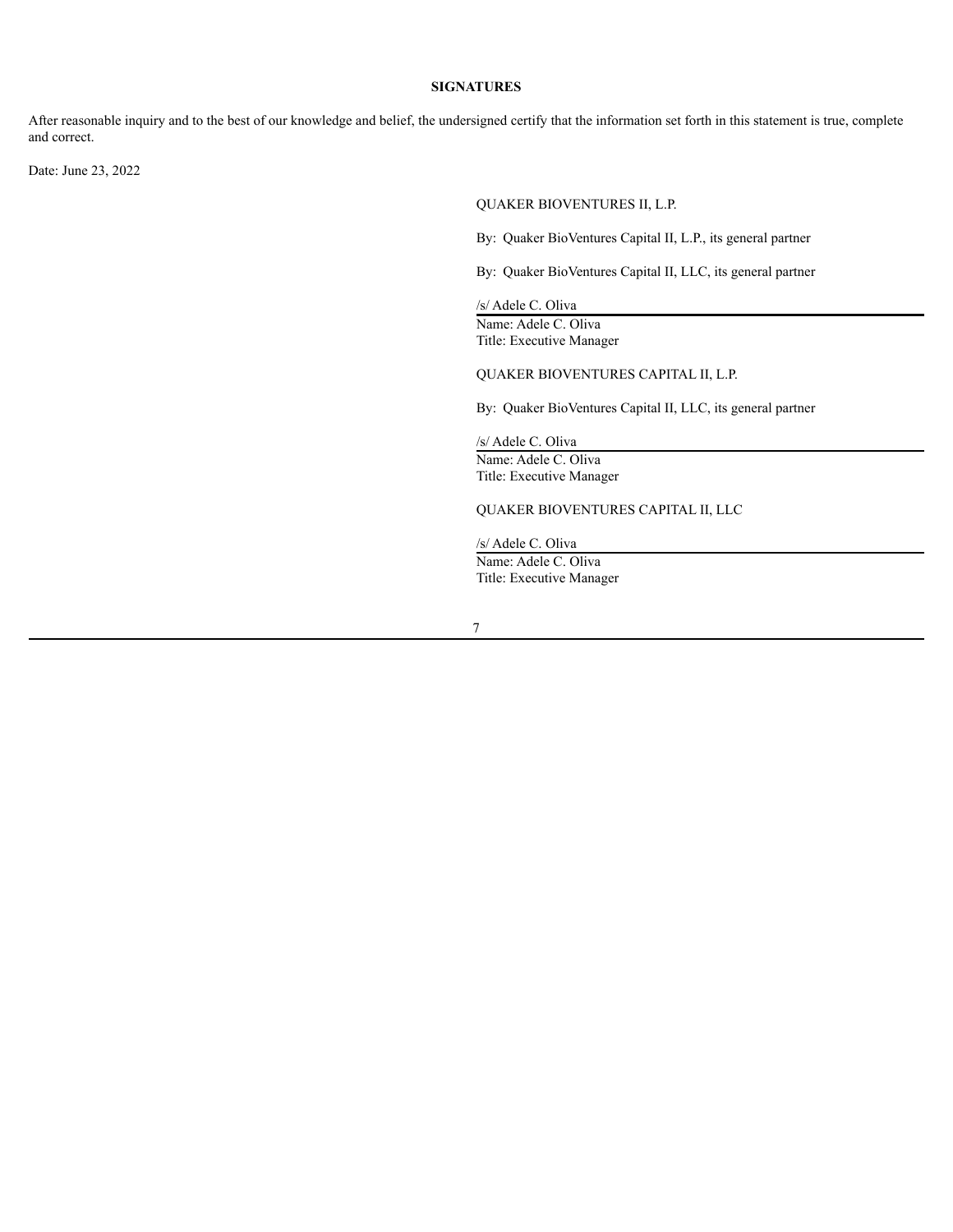## SIGNATURES

After reasonable inquiry and to the best of our knowledge and belief, the undersigned certify that the information set forth in this statement is true, complete and correct.

Date: June 23, 2022

QUAKER BIOVENTURES II, L.P.

By: Quaker BioVentures Capital II, L.P., its general partner

By: Quaker BioVentures Capital II, LLC, its general partner

/s/ Adele C. Oliva

Name: Adele C. Oliva
Title: Executive Manager

QUAKER BIOVENTURES CAPITAL II, L.P.

By: Quaker BioVentures Capital II, LLC, its general partner

/s/ Adele C. Oliva

Name: Adele C. Oliva
Title: Executive Manager

QUAKER BIOVENTURES CAPITAL II, LLC

/s/ Adele C. Oliva

Name: Adele C. Oliva
Title: Executive Manager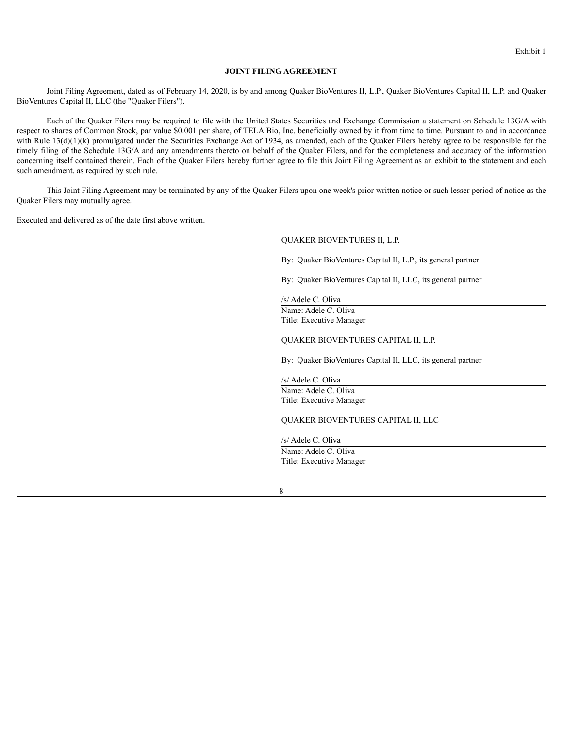Exhibit 1

**JOINT FILING AGREEMENT**

Joint Filing Agreement, dated as of February 14, 2020, is by and among Quaker BioVentures II, L.P., Quaker BioVentures Capital II, L.P. and Quaker BioVentures Capital II, LLC (the "Quaker Filers").

Each of the Quaker Filers may be required to file with the United States Securities and Exchange Commission a statement on Schedule 13G/A with respect to shares of Common Stock, par value $0.001 per share, of TELA Bio, Inc. beneficially owned by it from time to time. Pursuant to and in accordance with Rule 13(d)(1)(k) promulgated under the Securities Exchange Act of 1934, as amended, each of the Quaker Filers hereby agree to be responsible for the timely filing of the Schedule 13G/A and any amendments thereto on behalf of the Quaker Filers, and for the completeness and accuracy of the information concerning itself contained therein. Each of the Quaker Filers hereby further agree to file this Joint Filing Agreement as an exhibit to the statement and each such amendment, as required by such rule.

This Joint Filing Agreement may be terminated by any of the Quaker Filers upon one week's prior written notice or such lesser period of notice as the Quaker Filers may mutually agree.

Executed and delivered as of the date first above written.

QUAKER BIOVENTURES II, L.P.

By: Quaker BioVentures Capital II, L.P., its general partner

By: Quaker BioVentures Capital II, LLC, its general partner

/s/ Adele C. Oliva
Name: Adele C. Oliva
Title: Executive Manager

QUAKER BIOVENTURES CAPITAL II, L.P.

By: Quaker BioVentures Capital II, LLC, its general partner

/s/ Adele C. Oliva
Name: Adele C. Oliva
Title: Executive Manager

QUAKER BIOVENTURES CAPITAL II, LLC

/s/ Adele C. Oliva
Name: Adele C. Oliva
Title: Executive Manager